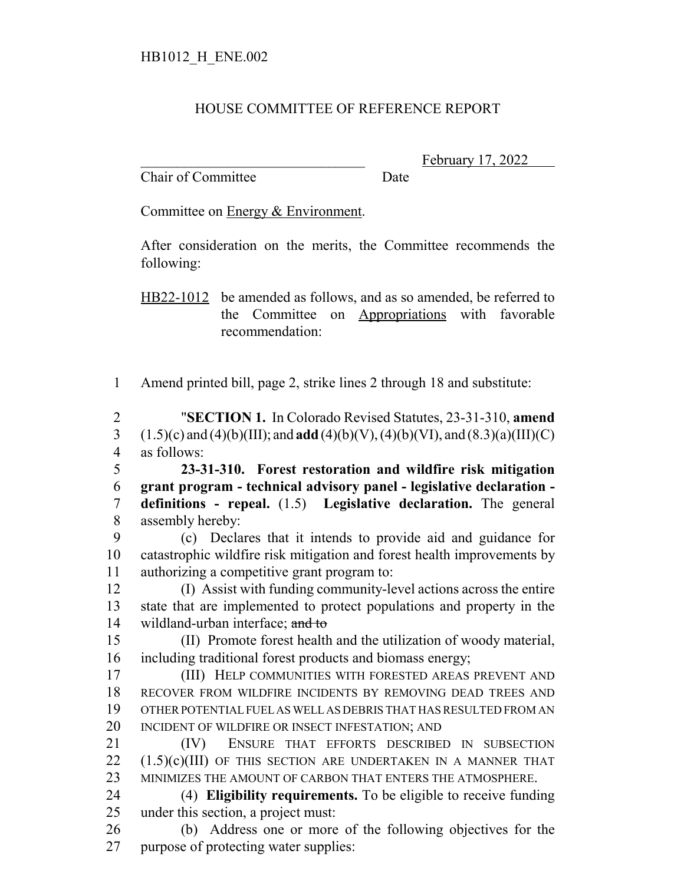HB1012_H_ENE.002

HOUSE COMMITTEE OF REFERENCE REPORT

________________________________ February 17, 2022
Chair of Committee Date

Committee on Energy & Environment.

After consideration on the merits, the Committee recommends the following:

HB22-1012 be amended as follows, and as so amended, be referred to the Committee on Appropriations with favorable recommendation:

1 Amend printed bill, page 2, strike lines 2 through 18 and substitute:

2 "**SECTION 1.** In Colorado Revised Statutes, 23-31-310, **amend**
3 (1.5)(c) and (4)(b)(III); and **add** (4)(b)(V), (4)(b)(VI), and (8.3)(a)(III)(C)
4 as follows:

5 **23-31-310. Forest restoration and wildfire risk mitigation**
6 **grant program - technical advisory panel - legislative declaration -**
7 **definitions - repeal.** (1.5) **Legislative declaration.** The general
8 assembly hereby:

9 (c) Declares that it intends to provide aid and guidance for
10 catastrophic wildfire risk mitigation and forest health improvements by
11 authorizing a competitive grant program to:

12 (I) Assist with funding community-level actions across the entire
13 state that are implemented to protect populations and property in the
14 wildland-urban interface; ~~and to~~

15 (II) Promote forest health and the utilization of woody material,
16 including traditional forest products and biomass energy;

17 (III) HELP COMMUNITIES WITH FORESTED AREAS PREVENT AND
18 RECOVER FROM WILDFIRE INCIDENTS BY REMOVING DEAD TREES AND
19 OTHER POTENTIAL FUEL AS WELL AS DEBRIS THAT HAS RESULTED FROM AN
20 INCIDENT OF WILDFIRE OR INSECT INFESTATION; AND

21 (IV) ENSURE THAT EFFORTS DESCRIBED IN SUBSECTION
22 (1.5)(c)(III) OF THIS SECTION ARE UNDERTAKEN IN A MANNER THAT
23 MINIMIZES THE AMOUNT OF CARBON THAT ENTERS THE ATMOSPHERE.

24 (4) **Eligibility requirements.** To be eligible to receive funding
25 under this section, a project must:

26 (b) Address one or more of the following objectives for the
27 purpose of protecting water supplies: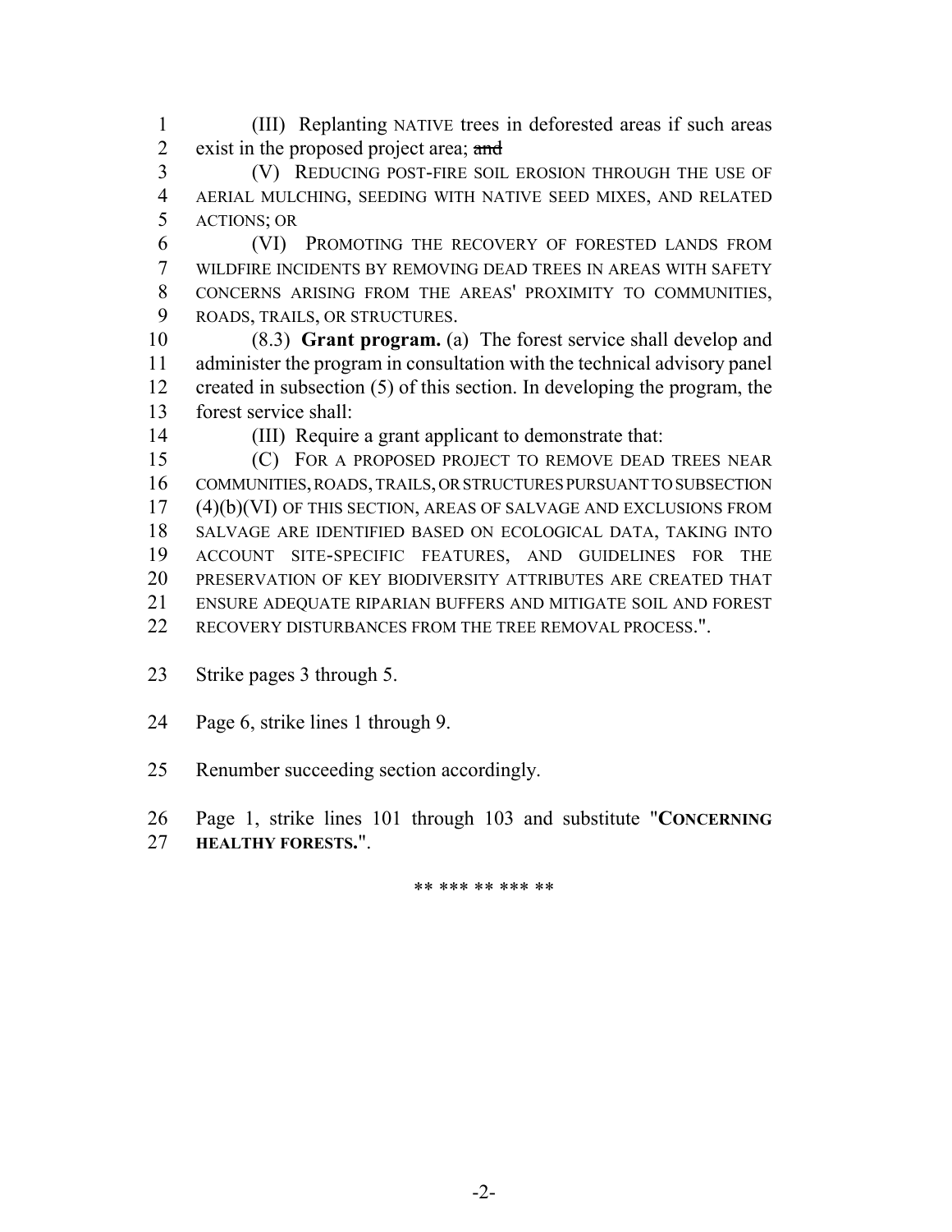(III) Replanting NATIVE trees in deforested areas if such areas exist in the proposed project area; ~~and~~

(V) REDUCING POST-FIRE SOIL EROSION THROUGH THE USE OF AERIAL MULCHING, SEEDING WITH NATIVE SEED MIXES, AND RELATED ACTIONS; OR

(VI) PROMOTING THE RECOVERY OF FORESTED LANDS FROM WILDFIRE INCIDENTS BY REMOVING DEAD TREES IN AREAS WITH SAFETY CONCERNS ARISING FROM THE AREAS' PROXIMITY TO COMMUNITIES, ROADS, TRAILS, OR STRUCTURES.

(8.3) **Grant program.** (a) The forest service shall develop and administer the program in consultation with the technical advisory panel created in subsection (5) of this section. In developing the program, the forest service shall:

(III) Require a grant applicant to demonstrate that:

(C) FOR A PROPOSED PROJECT TO REMOVE DEAD TREES NEAR COMMUNITIES, ROADS, TRAILS, OR STRUCTURES PURSUANT TO SUBSECTION (4)(b)(VI) OF THIS SECTION, AREAS OF SALVAGE AND EXCLUSIONS FROM SALVAGE ARE IDENTIFIED BASED ON ECOLOGICAL DATA, TAKING INTO ACCOUNT SITE-SPECIFIC FEATURES, AND GUIDELINES FOR THE PRESERVATION OF KEY BIODIVERSITY ATTRIBUTES ARE CREATED THAT ENSURE ADEQUATE RIPARIAN BUFFERS AND MITIGATE SOIL AND FOREST RECOVERY DISTURBANCES FROM THE TREE REMOVAL PROCESS.".

Strike pages 3 through 5.

Page 6, strike lines 1 through 9.

Renumber succeeding section accordingly.

Page 1, strike lines 101 through 103 and substitute "**CONCERNING HEALTHY FORESTS.**".

** *** ** *** **